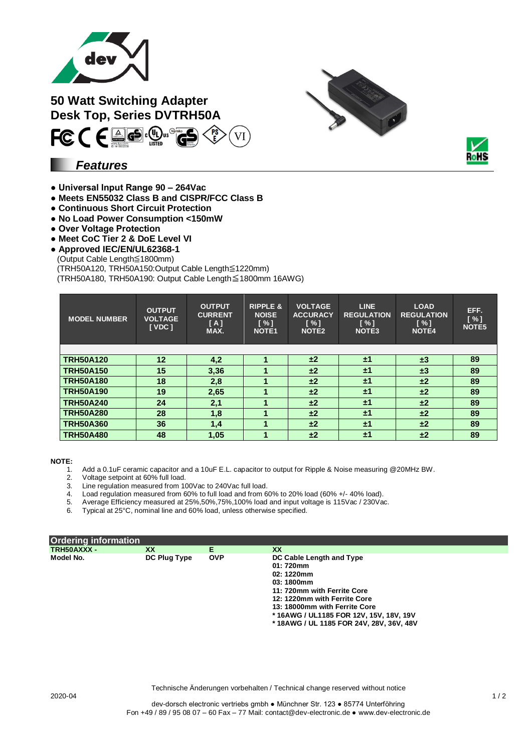# 50 Watt Switching Adapter
# Desk Top, Series DVTRH50A

## Features

- **Universal Input Range 90 – 264Vac**
- **Meets EN55032 Class B and CISPR/FCC Class B**
- **Continuous Short Circuit Protection**
- **No Load Power Consumption <150mW**
- **Over Voltage Protection**
- **Meet CoC Tier 2 & DoE Level VI**
- **Approved IEC/EN/UL62368-1**

  (Output Cable Length≦1800mm)
  (TRH50A120, TRH50A150:Output Cable Length≦1220mm)
  (TRH50A180, TRH50A190: Output Cable Length≦1800mm 16AWG)

| MODEL NUMBER | OUTPUT VOLTAGE [ VDC ] | OUTPUT CURRENT [ A ] MAX. | RIPPLE & NOISE [ % ] NOTE1 | VOLTAGE ACCURACY [ % ] NOTE2 | LINE REGULATION [ % ] NOTE3 | LOAD REGULATION [ % ] NOTE4 | EFF. [ % ] NOTE5 |
|---|---|---|---|---|---|---|---|
| **TRH50A120** | **12** | **4,2** | **1** | **±2** | **±1** | **±3** | **89** |
| **TRH50A150** | **15** | **3,36** | **1** | **±2** | **±1** | **±3** | **89** |
| **TRH50A180** | **18** | **2,8** | **1** | **±2** | **±1** | **±2** | **89** |
| **TRH50A190** | **19** | **2,65** | **1** | **±2** | **±1** | **±2** | **89** |
| **TRH50A240** | **24** | **2,1** | **1** | **±2** | **±1** | **±2** | **89** |
| **TRH50A280** | **28** | **1,8** | **1** | **±2** | **±1** | **±2** | **89** |
| **TRH50A360** | **36** | **1,4** | **1** | **±2** | **±1** | **±2** | **89** |
| **TRH50A480** | **48** | **1,05** | **1** | **±2** | **±1** | **±2** | **89** |

**NOTE:**
1. Add a 0.1uF ceramic capacitor and a 10uF E.L. capacitor to output for Ripple & Noise measuring @20MHz BW.
2. Voltage setpoint at 60% full load.
3. Line regulation measured from 100Vac to 240Vac full load.
4. Load regulation measured from 60% to full load and from 60% to 20% load (60% +/- 40% load).
5. Average Efficiency measured at 25%,50%,75%,100% load and input voltage is 115Vac / 230Vac.
6. Typical at 25°C, nominal line and 60% load, unless otherwise specified.

## Ordering information

| TRH50AXXX - | XX | E | XX |
|---|---|---|---|
| Model No. | DC Plug Type | OVP | DC Cable Length and Type<br>01: 720mm<br>02: 1220mm<br>03: 1800mm<br>11: 720mm with Ferrite Core<br>12: 1220mm with Ferrite Core<br>13: 18000mm with Ferrite Core<br>* 16AWG / UL1185 FOR 12V, 15V, 18V, 19V<br>* 18AWG / UL 1185 FOR 24V, 28V, 36V, 48V |

Technische Änderungen vorbehalten / Technical change reserved without notice

2020-04

dev-dorsch electronic vertriebs gmbh ● Münchner Str. 123 ● 85774 Unterföhring
Fon +49 / 89 / 95 08 07 – 60 Fax – 77 Mail: contact@dev-electronic.de ● www.dev-electronic.de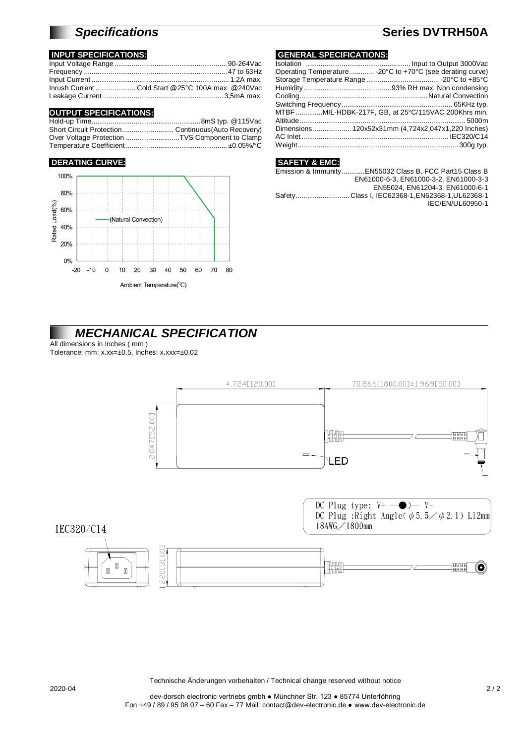# *Specifications* — Series DVTRH50A

## INPUT SPECIFICATIONS:

| | |
|---|---|
| Input Voltage Range | 90-264Vac |
| Frequency | 47 to 63Hz |
| Input Current | 1.2A max. |
| Inrush Current | Cold Start @25°C 100A max. @240Vac |
| Leakage Current | 3,5mA max. |

## OUTPUT SPECIFICATIONS:

| | |
|---|---|
| Hold-up Time | 8mS typ. @115Vac |
| Short Circuit Protection | Continuous(Auto Recovery) |
| Over Voltage Protection | TVS Component to Clamp |
| Temperature Coefficient | ±0.05%/°C |

## DERATING CURVE:

100%
80%
60%
40%
20%
0%
Rated Load(%)
(Natural Convection)
-20 -10 0 10 20 30 40 50 60 70 80
Ambient Temperature(°C)

## GENERAL SPECIFICATIONS:

| | |
|---|---|
| Isolation | Input to Output 3000Vac |
| Operating Temperature | -20°C to +70°C (see derating curve) |
| Storage Temperature Range | -20°C to +85°C |
| Humidity | 93% RH max. Non condensing |
| Cooling | Natural Convection |
| Switching Frequency | 65KHz typ. |
| MTBF | MIL-HDBK-217F, GB, at 25°C/115VAC 200Khrs min. |
| Altitude | 5000m |
| Dimensions | 120x52x31mm (4,724x2,047x1,220 Inches) |
| AC Inlet | IEC320/C14 |
| Weight | 300g typ. |

## SAFETY & EMC:

| | |
|---|---|
| Emission & Immunity | EN55032 Class B, FCC Part15 Class B<br>EN61000-6-3, EN61000-3-2, EN61000-3-3<br>EN55024, EN61204-3, EN61000-6-1 |
| Safety | Class I, IEC62368-1,EN62368-1,UL62368-1<br>IEC/EN/UL60950-1 |

# *MECHANICAL SPECIFICATION*

All dimensions in Inches ( mm )
Tolerance: mm: x.xx=±0.5, Inches: x.xxx=±0.02

4.724[120.00]
70.866[1800.00]±1.969[50.00]
2.047[52.00]
LED
DC Plug type: V+ —●)— V-
DC Plug :Right Angle( φ5.5／φ2.1) L12mm
18AWG／1800mm
IEC320/C14
1.220[31.00]

Technische Änderungen vorbehalten / Technical change reserved without notice

2020-04

dev-dorsch electronic vertriebs gmbh ● Münchner Str. 123 ● 85774 Unterföhring
Fon +49 / 89 / 95 08 07 – 60 Fax – 77 Mail: contact@dev-electronic.de ● www.dev-electronic.de